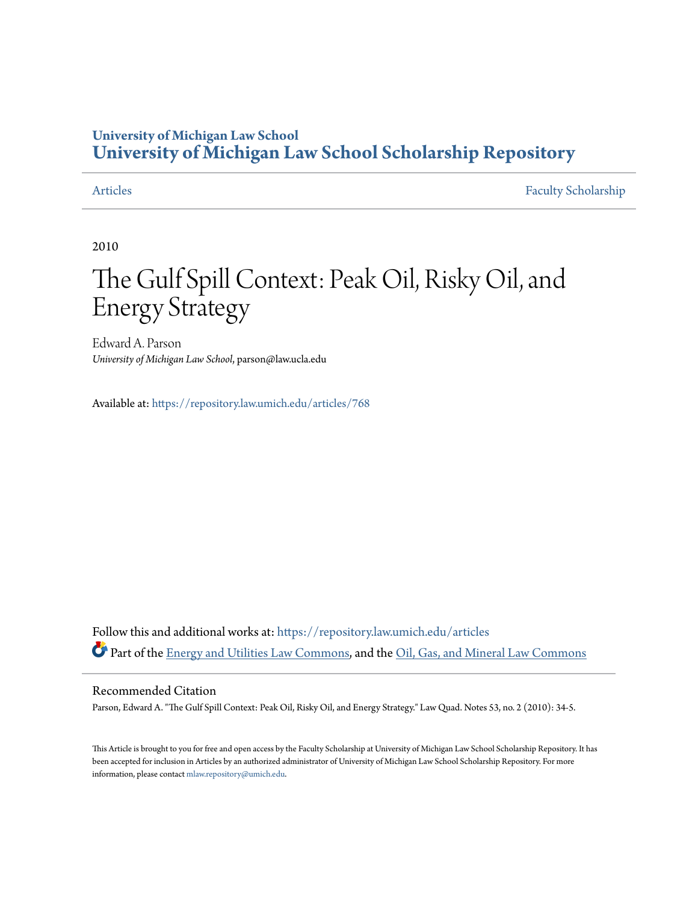# University of Michigan Law School
# University of Michigan Law School Scholarship Repository

Articles | Faculty Scholarship

2010

# The Gulf Spill Context: Peak Oil, Risky Oil, and Energy Strategy

Edward A. Parson
*University of Michigan Law School*, parson@law.ucla.edu

Available at: https://repository.law.umich.edu/articles/768

Follow this and additional works at: https://repository.law.umich.edu/articles

Part of the Energy and Utilities Law Commons, and the Oil, Gas, and Mineral Law Commons

## Recommended Citation

Parson, Edward A. "The Gulf Spill Context: Peak Oil, Risky Oil, and Energy Strategy." Law Quad. Notes 53, no. 2 (2010): 34-5.

This Article is brought to you for free and open access by the Faculty Scholarship at University of Michigan Law School Scholarship Repository. It has been accepted for inclusion in Articles by an authorized administrator of University of Michigan Law School Scholarship Repository. For more information, please contact mlaw.repository@umich.edu.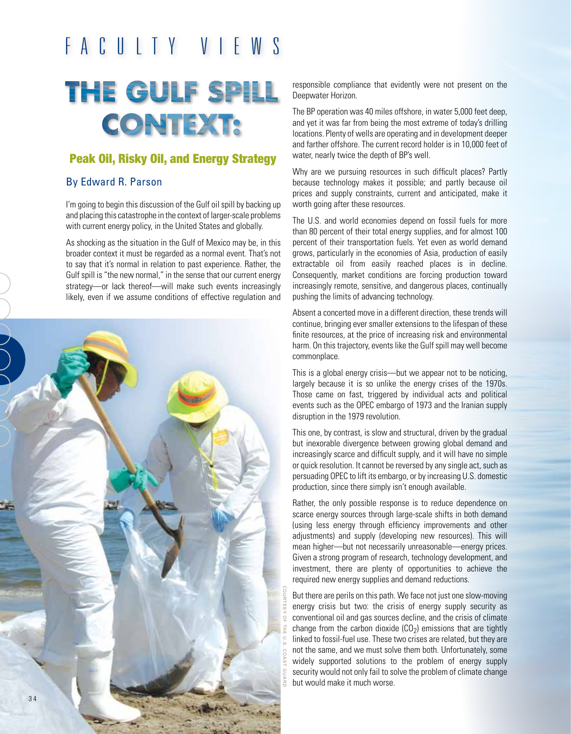# FACULTY VIEWS

# THE GULF SPILL CONTEXT:

## Peak Oil, Risky Oil, and Energy Strategy

### By Edward R. Parson

I'm going to begin this discussion of the Gulf oil spill by backing up and placing this catastrophe in the context of larger-scale problems with current energy policy, in the United States and globally.

As shocking as the situation in the Gulf of Mexico may be, in this broader context it must be regarded as a normal event. That's not to say that it's normal in relation to past experience. Rather, the Gulf spill is "the new normal," in the sense that our current energy strategy—or lack thereof—will make such events increasingly likely, even if we assume conditions of effective regulation and responsible compliance that evidently were not present on the Deepwater Horizon.

COURTESY OF THE U.S. COAST GUARD

The BP operation was 40 miles offshore, in water 5,000 feet deep, and yet it was far from being the most extreme of today's drilling locations. Plenty of wells are operating and in development deeper and farther offshore. The current record holder is in 10,000 feet of water, nearly twice the depth of BP's well.

Why are we pursuing resources in such difficult places? Partly because technology makes it possible; and partly because oil prices and supply constraints, current and anticipated, make it worth going after these resources.

The U.S. and world economies depend on fossil fuels for more than 80 percent of their total energy supplies, and for almost 100 percent of their transportation fuels. Yet even as world demand grows, particularly in the economies of Asia, production of easily extractable oil from easily reached places is in decline. Consequently, market conditions are forcing production toward increasingly remote, sensitive, and dangerous places, continually pushing the limits of advancing technology.

Absent a concerted move in a different direction, these trends will continue, bringing ever smaller extensions to the lifespan of these finite resources, at the price of increasing risk and environmental harm. On this trajectory, events like the Gulf spill may well become commonplace.

This is a global energy crisis—but we appear not to be noticing, largely because it is so unlike the energy crises of the 1970s. Those came on fast, triggered by individual acts and political events such as the OPEC embargo of 1973 and the Iranian supply disruption in the 1979 revolution.

This one, by contrast, is slow and structural, driven by the gradual but inexorable divergence between growing global demand and increasingly scarce and difficult supply, and it will have no simple or quick resolution. It cannot be reversed by any single act, such as persuading OPEC to lift its embargo, or by increasing U.S. domestic production, since there simply isn't enough available.

Rather, the only possible response is to reduce dependence on scarce energy sources through large-scale shifts in both demand (using less energy through efficiency improvements and other adjustments) and supply (developing new resources). This will mean higher—but not necessarily unreasonable—energy prices. Given a strong program of research, technology development, and investment, there are plenty of opportunities to achieve the required new energy supplies and demand reductions.

But there are perils on this path. We face not just one slow-moving energy crisis but two: the crisis of energy supply security as conventional oil and gas sources decline, and the crisis of climate change from the carbon dioxide ($CO_2$) emissions that are tightly linked to fossil-fuel use. These two crises are related, but they are not the same, and we must solve them both. Unfortunately, some widely supported solutions to the problem of energy supply security would not only fail to solve the problem of climate change but would make it much worse.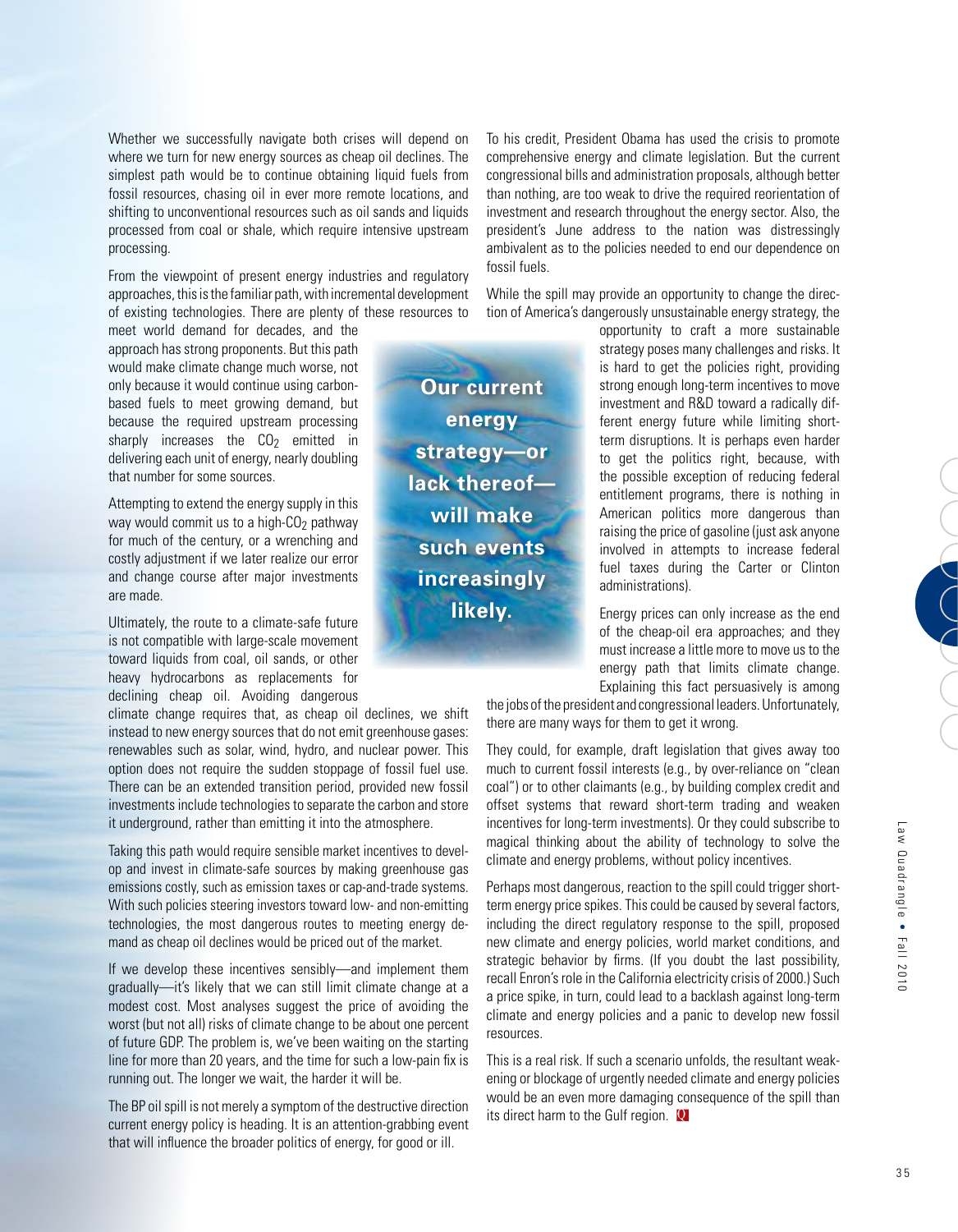Whether we successfully navigate both crises will depend on where we turn for new energy sources as cheap oil declines. The simplest path would be to continue obtaining liquid fuels from fossil resources, chasing oil in ever more remote locations, and shifting to unconventional resources such as oil sands and liquids processed from coal or shale, which require intensive upstream processing.

From the viewpoint of present energy industries and regulatory approaches, this is the familiar path, with incremental development of existing technologies. There are plenty of these resources to meet world demand for decades, and the approach has strong proponents. But this path would make climate change much worse, not only because it would continue using carbon-based fuels to meet growing demand, but because the required upstream processing sharply increases the $CO_2$ emitted in delivering each unit of energy, nearly doubling that number for some sources.

Attempting to extend the energy supply in this way would commit us to a high-$CO_2$ pathway for much of the century, or a wrenching and costly adjustment if we later realize our error and change course after major investments are made.

Ultimately, the route to a climate-safe future is not compatible with large-scale movement toward liquids from coal, oil sands, or other heavy hydrocarbons as replacements for declining cheap oil. Avoiding dangerous climate change requires that, as cheap oil declines, we shift instead to new energy sources that do not emit greenhouse gases: renewables such as solar, wind, hydro, and nuclear power. This option does not require the sudden stoppage of fossil fuel use. There can be an extended transition period, provided new fossil investments include technologies to separate the carbon and store it underground, rather than emitting it into the atmosphere.

Taking this path would require sensible market incentives to develop and invest in climate-safe sources by making greenhouse gas emissions costly, such as emission taxes or cap-and-trade systems. With such policies steering investors toward low- and non-emitting technologies, the most dangerous routes to meeting energy demand as cheap oil declines would be priced out of the market.

If we develop these incentives sensibly—and implement them gradually—it's likely that we can still limit climate change at a modest cost. Most analyses suggest the price of avoiding the worst (but not all) risks of climate change to be about one percent of future GDP. The problem is, we've been waiting on the starting line for more than 20 years, and the time for such a low-pain fix is running out. The longer we wait, the harder it will be.

The BP oil spill is not merely a symptom of the destructive direction current energy policy is heading. It is an attention-grabbing event that will influence the broader politics of energy, for good or ill.

**Our current energy strategy—or lack thereof—will make such events increasingly likely.**

To his credit, President Obama has used the crisis to promote comprehensive energy and climate legislation. But the current congressional bills and administration proposals, although better than nothing, are too weak to drive the required reorientation of investment and research throughout the energy sector. Also, the president's June address to the nation was distressingly ambivalent as to the policies needed to end our dependence on fossil fuels.

While the spill may provide an opportunity to change the direction of America's dangerously unsustainable energy strategy, the opportunity to craft a more sustainable strategy poses many challenges and risks. It is hard to get the policies right, providing strong enough long-term incentives to move investment and R&D toward a radically different energy future while limiting short-term disruptions. It is perhaps even harder to get the politics right, because, with the possible exception of reducing federal entitlement programs, there is nothing in American politics more dangerous than raising the price of gasoline (just ask anyone involved in attempts to increase federal fuel taxes during the Carter or Clinton administrations).

Energy prices can only increase as the end of the cheap-oil era approaches; and they must increase a little more to move us to the energy path that limits climate change. Explaining this fact persuasively is among the jobs of the president and congressional leaders. Unfortunately, there are many ways for them to get it wrong.

They could, for example, draft legislation that gives away too much to current fossil interests (e.g., by over-reliance on "clean coal") or to other claimants (e.g., by building complex credit and offset systems that reward short-term trading and weaken incentives for long-term investments). Or they could subscribe to magical thinking about the ability of technology to solve the climate and energy problems, without policy incentives.

Perhaps most dangerous, reaction to the spill could trigger short-term energy price spikes. This could be caused by several factors, including the direct regulatory response to the spill, proposed new climate and energy policies, world market conditions, and strategic behavior by firms. (If you doubt the last possibility, recall Enron's role in the California electricity crisis of 2000.) Such a price spike, in turn, could lead to a backlash against long-term climate and energy policies and a panic to develop new fossil resources.

This is a real risk. If such a scenario unfolds, the resultant weakening or blockage of urgently needed climate and energy policies would be an even more damaging consequence of the spill than its direct harm to the Gulf region.